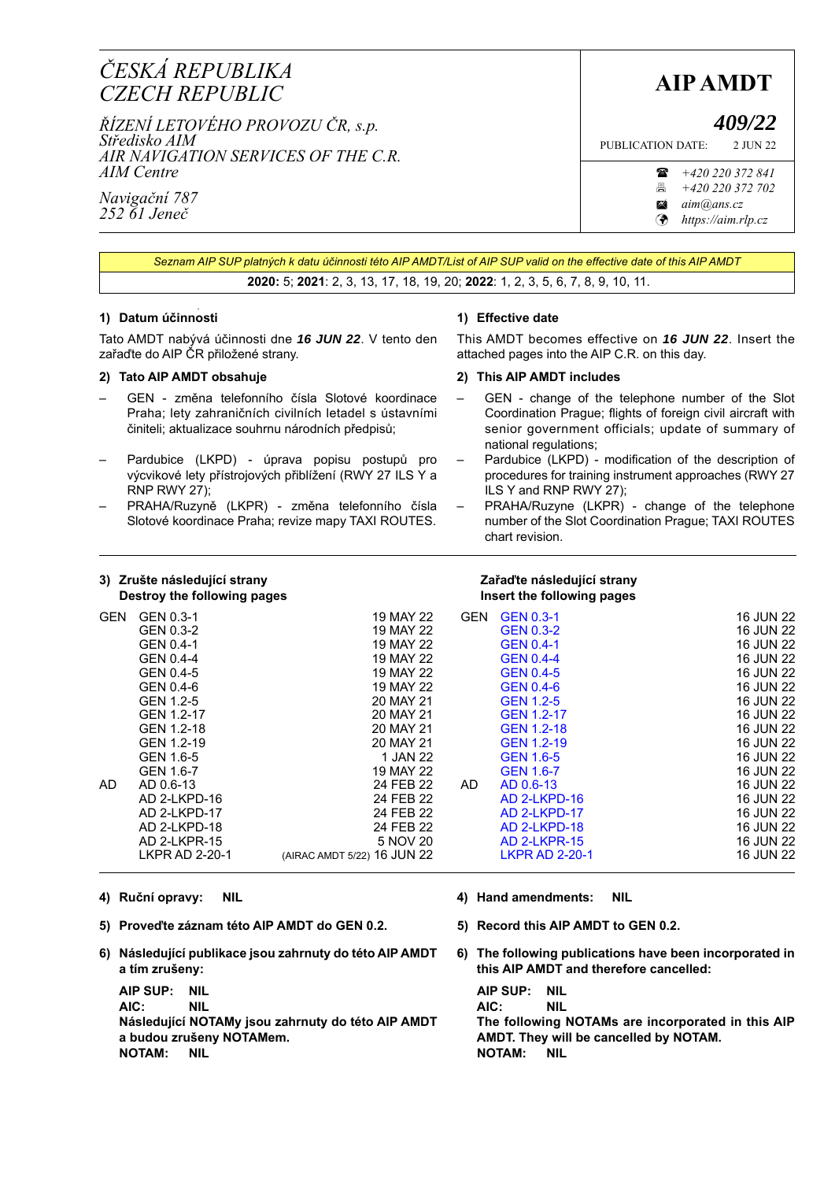*ČESKÁ REPUBLIKA*
*CZECH REPUBLIC*

*ŘÍZENÍ LETOVÉHO PROVOZU ČR, s.p.*
*Středisko AIM*
*AIR NAVIGATION SERVICES OF THE C.R.*
*AIM Centre*

*Navigační 787*
*252 61 Jeneč*

# AIP AMDT

## *409/22*

PUBLICATION DATE: 2 JUN 22

☎ *+420 220 372 841*
🖷 *+420 220 372 702*
✉ *aim@ans.cz*
🌐 *https://aim.rlp.cz*

*Seznam AIP SUP platných k datu účinnosti této AIP AMDT/List of AIP SUP valid on the effective date of this AIP AMDT*

**2020:** 5; **2021**: 2, 3, 13, 17, 18, 19, 20; **2022**: 1, 2, 3, 5, 6, 7, 8, 9, 10, 11.

### 1) Datum účinnosti

Tato AMDT nabývá účinnosti dne ***16 JUN 22***. V tento den zařaďte do AIP ČR přiložené strany.

### 2) Tato AIP AMDT obsahuje

- GEN - změna telefonního čísla Slotové koordinace Praha; lety zahraničních civilních letadel s ústavními činiteli; aktualizace souhrnu národních předpisů;
- Pardubice (LKPD) - úprava popisu postupů pro výcvikové lety přístrojových přiblížení (RWY 27 ILS Y a RNP RWY 27);
- PRAHA/Ruzyně (LKPR) - změna telefonního čísla Slotové koordinace Praha; revize mapy TAXI ROUTES.

### 1) Effective date

This AMDT becomes effective on ***16 JUN 22***. Insert the attached pages into the AIP C.R. on this day.

### 2) This AIP AMDT includes

- GEN - change of the telephone number of the Slot Coordination Prague; flights of foreign civil aircraft with senior government officials; update of summary of national regulations;
- Pardubice (LKPD) - modification of the description of procedures for training instrument approaches (RWY 27 ILS Y and RNP RWY 27);
- PRAHA/Ruzyne (LKPR) - change of the telephone number of the Slot Coordination Prague; TAXI ROUTES chart revision.

### 3) Zrušte následující strany / Destroy the following pages — Zařaďte následující strany / Insert the following pages

| | Destroy | Date | | Insert | Date |
|---|---|---|---|---|---|
| GEN | GEN 0.3-1 | 19 MAY 22 | GEN | GEN 0.3-1 | 16 JUN 22 |
| | GEN 0.3-2 | 19 MAY 22 | | GEN 0.3-2 | 16 JUN 22 |
| | GEN 0.4-1 | 19 MAY 22 | | GEN 0.4-1 | 16 JUN 22 |
| | GEN 0.4-4 | 19 MAY 22 | | GEN 0.4-4 | 16 JUN 22 |
| | GEN 0.4-5 | 19 MAY 22 | | GEN 0.4-5 | 16 JUN 22 |
| | GEN 0.4-6 | 19 MAY 22 | | GEN 0.4-6 | 16 JUN 22 |
| | GEN 1.2-5 | 20 MAY 21 | | GEN 1.2-5 | 16 JUN 22 |
| | GEN 1.2-17 | 20 MAY 21 | | GEN 1.2-17 | 16 JUN 22 |
| | GEN 1.2-18 | 20 MAY 21 | | GEN 1.2-18 | 16 JUN 22 |
| | GEN 1.2-19 | 20 MAY 21 | | GEN 1.2-19 | 16 JUN 22 |
| | GEN 1.6-5 | 1 JAN 22 | | GEN 1.6-5 | 16 JUN 22 |
| | GEN 1.6-7 | 19 MAY 22 | | GEN 1.6-7 | 16 JUN 22 |
| AD | AD 0.6-13 | 24 FEB 22 | AD | AD 0.6-13 | 16 JUN 22 |
| | AD 2-LKPD-16 | 24 FEB 22 | | AD 2-LKPD-16 | 16 JUN 22 |
| | AD 2-LKPD-17 | 24 FEB 22 | | AD 2-LKPD-17 | 16 JUN 22 |
| | AD 2-LKPD-18 | 24 FEB 22 | | AD 2-LKPD-18 | 16 JUN 22 |
| | AD 2-LKPR-15 | 5 NOV 20 | | AD 2-LKPR-15 | 16 JUN 22 |
| | LKPR AD 2-20-1 | (AIRAC AMDT 5/22) 16 JUN 22 | | LKPR AD 2-20-1 | 16 JUN 22 |

**4) Ruční opravy: NIL**

**5) Proveďte záznam této AIP AMDT do GEN 0.2.**

**6) Následující publikace jsou zahrnuty do této AIP AMDT a tím zrušeny:**

**AIP SUP: NIL**
**AIC: NIL**
**Následující NOTAMy jsou zahrnuty do této AIP AMDT a budou zrušeny NOTAMem.**
**NOTAM: NIL**

**4) Hand amendments: NIL**

**5) Record this AIP AMDT to GEN 0.2.**

**6) The following publications have been incorporated in this AIP AMDT and therefore cancelled:**

**AIP SUP: NIL**
**AIC: NIL**
**The following NOTAMs are incorporated in this AIP AMDT. They will be cancelled by NOTAM.**
**NOTAM: NIL**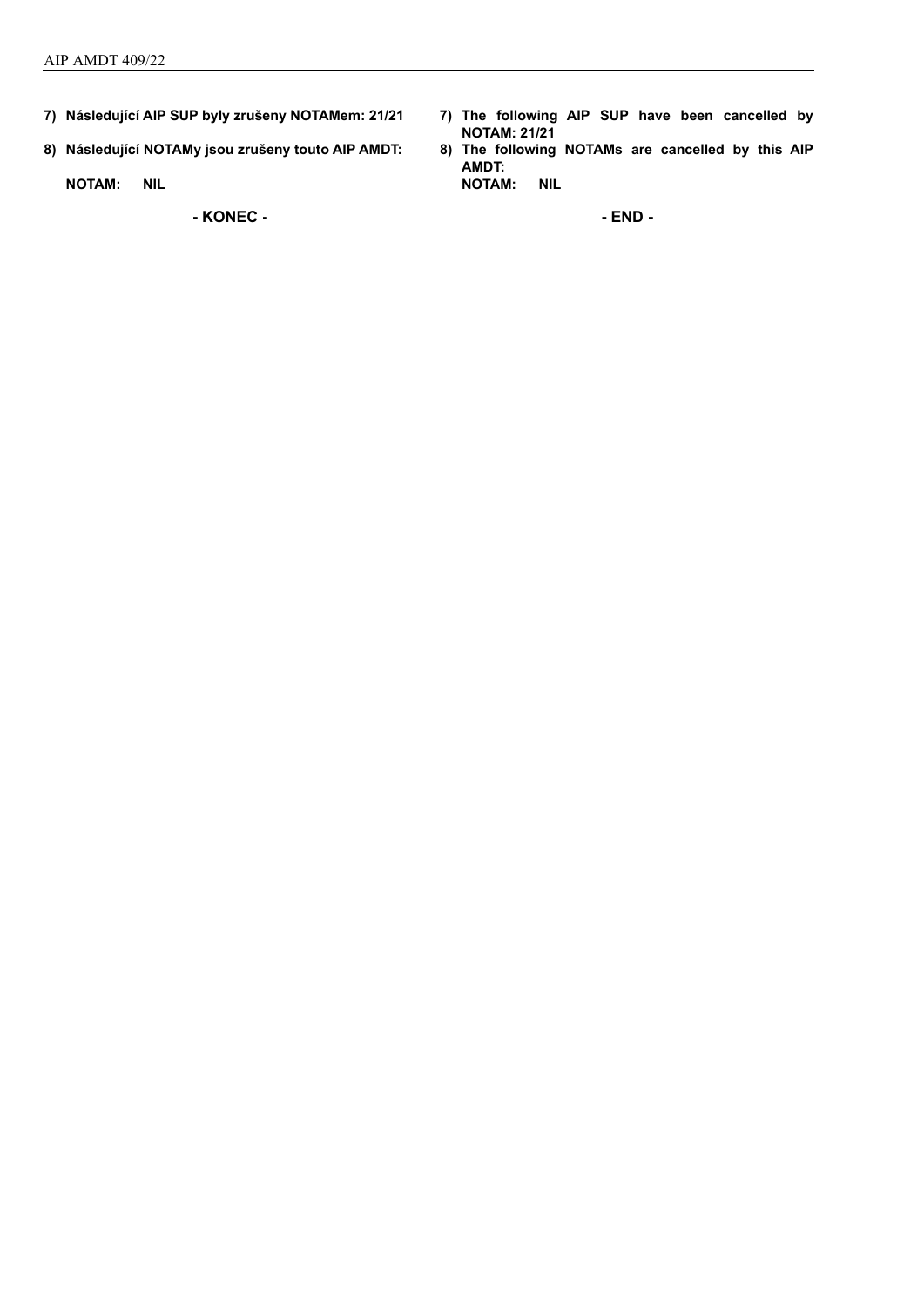**7) Následující AIP SUP byly zrušeny NOTAMem: 21/21**

**8) Následující NOTAMy jsou zrušeny touto AIP AMDT:**

**NOTAM: NIL**

**- KONEC -**

**7) The following AIP SUP have been cancelled by NOTAM: 21/21**

**8) The following NOTAMs are cancelled by this AIP AMDT:**

**NOTAM: NIL**

**- END -**